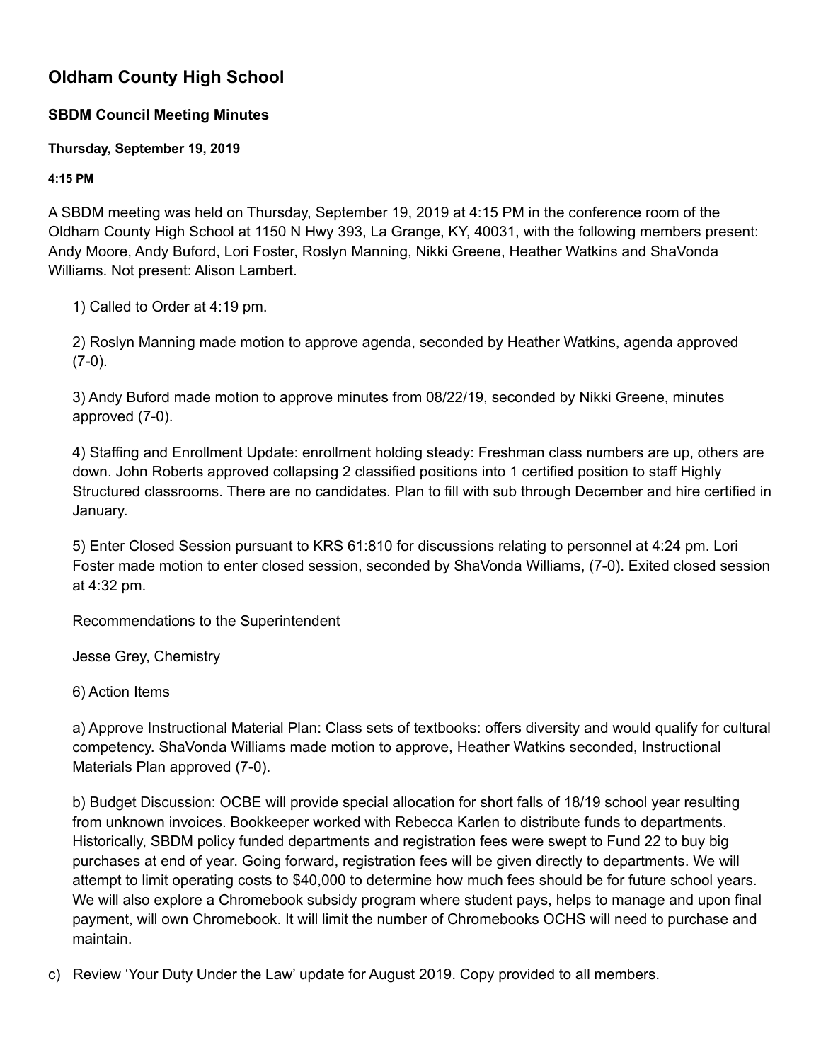# Oldham County High School

## SBDM Council Meeting Minutes

### Thursday, September 19, 2019

#### 4:15 PM

A SBDM meeting was held on Thursday, September 19, 2019 at 4:15 PM in the conference room of the Oldham County High School at 1150 N Hwy 393, La Grange, KY, 40031, with the following members present: Andy Moore, Andy Buford, Lori Foster, Roslyn Manning, Nikki Greene, Heather Watkins and ShaVonda Williams. Not present: Alison Lambert.

1) Called to Order at 4:19 pm.

2) Roslyn Manning made motion to approve agenda, seconded by Heather Watkins, agenda approved (7-0).

3) Andy Buford made motion to approve minutes from 08/22/19, seconded by Nikki Greene, minutes approved (7-0).

4) Staffing and Enrollment Update: enrollment holding steady: Freshman class numbers are up, others are down. John Roberts approved collapsing 2 classified positions into 1 certified position to staff Highly Structured classrooms. There are no candidates. Plan to fill with sub through December and hire certified in January.

5) Enter Closed Session pursuant to KRS 61:810 for discussions relating to personnel at 4:24 pm. Lori Foster made motion to enter closed session, seconded by ShaVonda Williams, (7-0). Exited closed session at 4:32 pm.

Recommendations to the Superintendent

Jesse Grey, Chemistry

6) Action Items

a) Approve Instructional Material Plan: Class sets of textbooks: offers diversity and would qualify for cultural competency. ShaVonda Williams made motion to approve, Heather Watkins seconded, Instructional Materials Plan approved (7-0).

b) Budget Discussion: OCBE will provide special allocation for short falls of 18/19 school year resulting from unknown invoices. Bookkeeper worked with Rebecca Karlen to distribute funds to departments. Historically, SBDM policy funded departments and registration fees were swept to Fund 22 to buy big purchases at end of year. Going forward, registration fees will be given directly to departments. We will attempt to limit operating costs to $40,000 to determine how much fees should be for future school years. We will also explore a Chromebook subsidy program where student pays, helps to manage and upon final payment, will own Chromebook. It will limit the number of Chromebooks OCHS will need to purchase and maintain.

c) Review 'Your Duty Under the Law' update for August 2019. Copy provided to all members.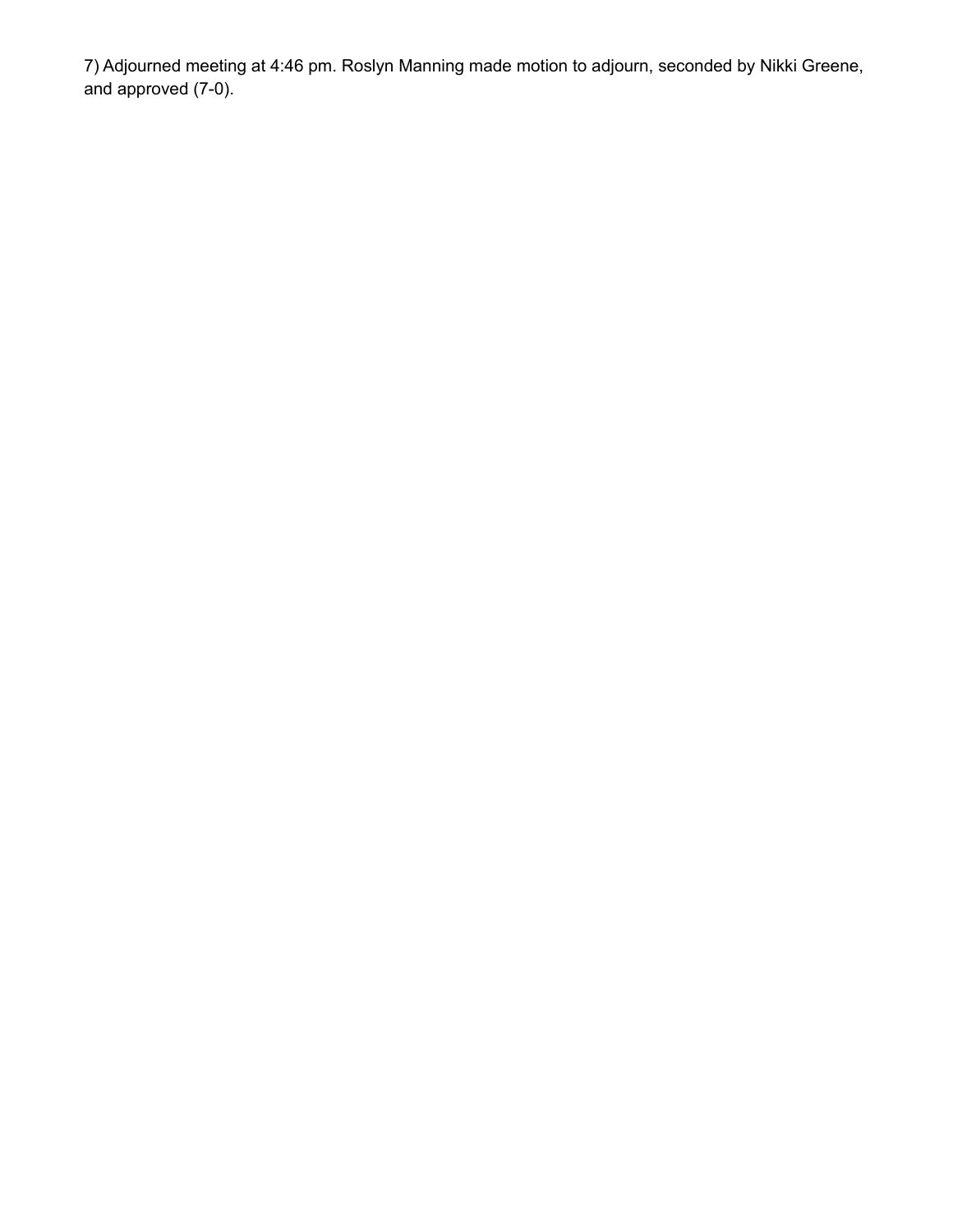7) Adjourned meeting at 4:46 pm. Roslyn Manning made motion to adjourn, seconded by Nikki Greene, and approved (7-0).